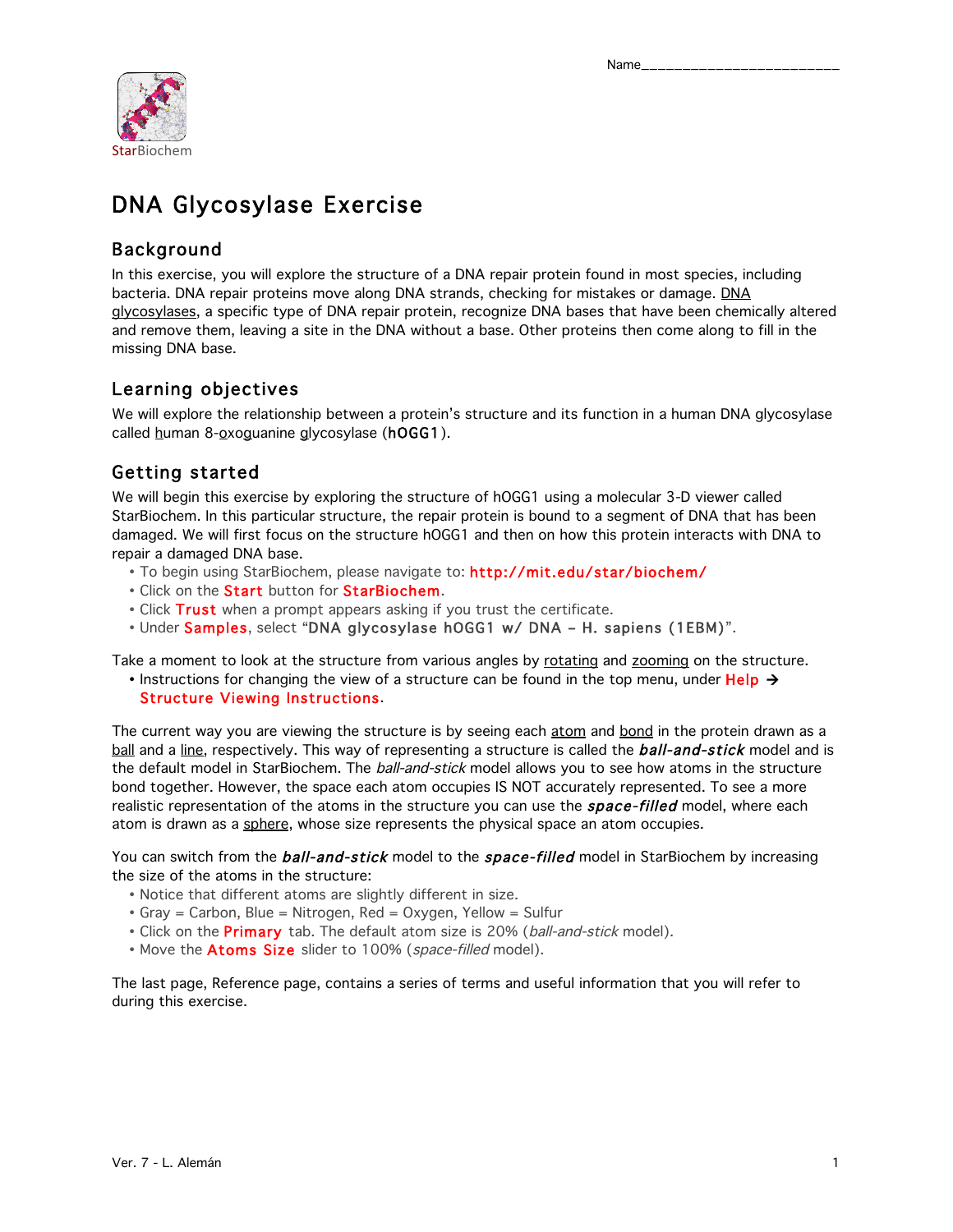Name_________________________

StarBiochem

# DNA Glycosylase Exercise

## Background

In this exercise, you will explore the structure of a DNA repair protein found in most species, including bacteria. DNA repair proteins move along DNA strands, checking for mistakes or damage. DNA glycosylases, a specific type of DNA repair protein, recognize DNA bases that have been chemically altered and remove them, leaving a site in the DNA without a base. Other proteins then come along to fill in the missing DNA base.

## Learning objectives

We will explore the relationship between a protein's structure and its function in a human DNA glycosylase called human 8-oxoguanine glycosylase (**hOGG1**).

## Getting started

We will begin this exercise by exploring the structure of hOGG1 using a molecular 3-D viewer called StarBiochem. In this particular structure, the repair protein is bound to a segment of DNA that has been damaged. We will first focus on the structure hOGG1 and then on how this protein interacts with DNA to repair a damaged DNA base.

- To begin using StarBiochem, please navigate to: http://mit.edu/star/biochem/
- Click on the Start button for StarBiochem.
- Click Trust when a prompt appears asking if you trust the certificate.
- Under Samples, select "**DNA glycosylase hOGG1 w/ DNA – H. sapiens (1EBM)**".

Take a moment to look at the structure from various angles by rotating and zooming on the structure.

- Instructions for changing the view of a structure can be found in the top menu, under Help → Structure Viewing Instructions.

The current way you are viewing the structure is by seeing each atom and bond in the protein drawn as a ball and a line, respectively. This way of representing a structure is called the ***ball-and-stick*** model and is the default model in StarBiochem. The *ball-and-stick* model allows you to see how atoms in the structure bond together. However, the space each atom occupies IS NOT accurately represented. To see a more realistic representation of the atoms in the structure you can use the ***space-filled*** model, where each atom is drawn as a sphere, whose size represents the physical space an atom occupies.

You can switch from the ***ball-and-stick*** model to the ***space-filled*** model in StarBiochem by increasing the size of the atoms in the structure:

- Notice that different atoms are slightly different in size.
- Gray = Carbon, Blue = Nitrogen, Red = Oxygen, Yellow = Sulfur
- Click on the Primary tab. The default atom size is 20% (*ball-and-stick* model).
- Move the Atoms Size slider to 100% (*space-filled* model).

The last page, Reference page, contains a series of terms and useful information that you will refer to during this exercise.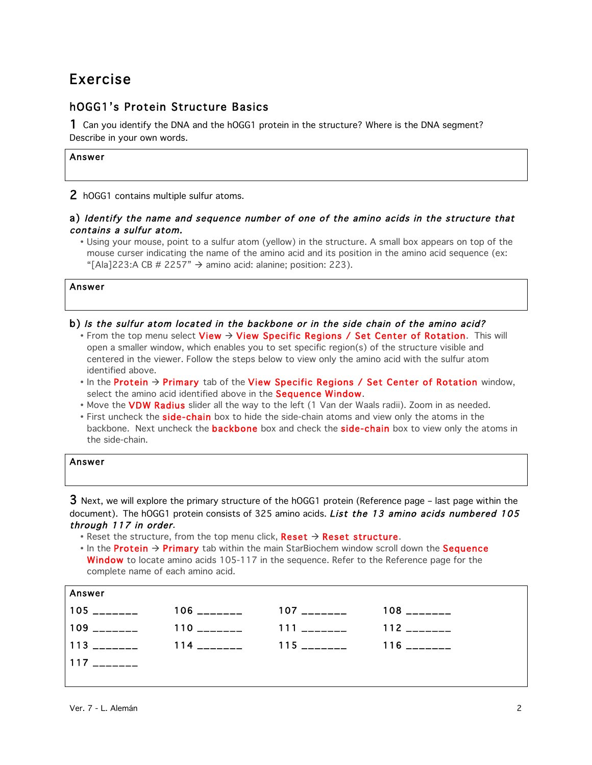# Exercise

## hOGG1's Protein Structure Basics

**1** Can you identify the DNA and the hOGG1 protein in the structure? Where is the DNA segment? Describe in your own words.

| Answer |
|---|
| |

**2** hOGG1 contains multiple sulfur atoms.

**a)** ***Identify the name and sequence number of one of the amino acids in the structure that contains a sulfur atom.***

- Using your mouse, point to a sulfur atom (yellow) in the structure. A small box appears on top of the mouse curser indicating the name of the amino acid and its position in the amino acid sequence (ex: "[Ala]223:A CB # 2257" → amino acid: alanine; position: 223).

| Answer |
|---|
| |

**b)** ***Is the sulfur atom located in the backbone or in the side chain of the amino acid?***

- From the top menu select **View** → **View Specific Regions / Set Center of Rotation**. This will open a smaller window, which enables you to set specific region(s) of the structure visible and centered in the viewer. Follow the steps below to view only the amino acid with the sulfur atom identified above.
- In the **Protein** → **Primary** tab of the **View Specific Regions / Set Center of Rotation** window, select the amino acid identified above in the **Sequence Window**.
- Move the **VDW Radius** slider all the way to the left (1 Van der Waals radii). Zoom in as needed.
- First uncheck the **side-chain** box to hide the side-chain atoms and view only the atoms in the backbone. Next uncheck the **backbone** box and check the **side-chain** box to view only the atoms in the side-chain.

| Answer |
|---|
| |

**3** Next, we will explore the primary structure of the hOGG1 protein (Reference page – last page within the document). The hOGG1 protein consists of 325 amino acids. ***List the 13 amino acids numbered 105 through 117 in order.***

- Reset the structure, from the top menu click, **Reset** → **Reset structure**.
- In the **Protein** → **Primary** tab within the main StarBiochem window scroll down the **Sequence Window** to locate amino acids 105-117 in the sequence. Refer to the Reference page for the complete name of each amino acid.

**Answer**

| | | | |
|---|---|---|---|
| 105 _______ | 106 _______ | 107 _______ | 108 _______ |
| 109 _______ | 110 _______ | 111 _______ | 112 _______ |
| 113 _______ | 114 _______ | 115 _______ | 116 _______ |
| 117 _______ | | | |

Ver. 7 - L. Alemán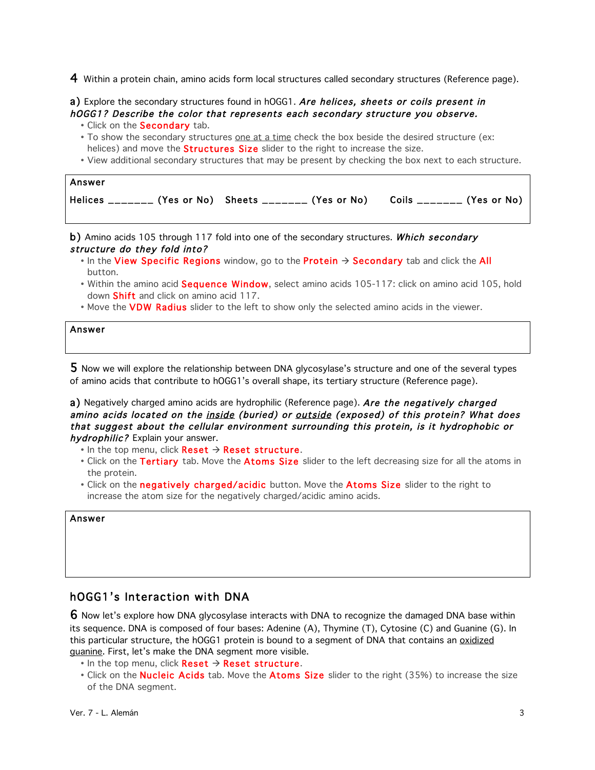**4** Within a protein chain, amino acids form local structures called secondary structures (Reference page).

**a)** Explore the secondary structures found in hOGG1. ***Are helices, sheets or coils present in hOGG1? Describe the color that represents each secondary structure you observe.***

- Click on the **Secondary** tab.
- To show the secondary structures <u>one at a time</u> check the box beside the desired structure (ex: helices) and move the **Structures Size** slider to the right to increase the size.
- View additional secondary structures that may be present by checking the box next to each structure.

| Answer |
|---|
| Helices _______ (Yes or No) Sheets _______ (Yes or No) Coils _______ (Yes or No) |

**b)** Amino acids 105 through 117 fold into one of the secondary structures. ***Which secondary structure do they fold into?***

- In the **View Specific Regions** window, go to the **Protein** → **Secondary** tab and click the **All** button.
- Within the amino acid **Sequence Window**, select amino acids 105-117: click on amino acid 105, hold down **Shift** and click on amino acid 117.
- Move the **VDW Radius** slider to the left to show only the selected amino acids in the viewer.

| Answer |
|---|
| |

**5** Now we will explore the relationship between DNA glycosylase's structure and one of the several types of amino acids that contribute to hOGG1's overall shape, its tertiary structure (Reference page).

**a)** Negatively charged amino acids are hydrophilic (Reference page). ***Are the negatively charged amino acids located on the <u>inside</u> (buried) or <u>outside</u> (exposed) of this protein? What does that suggest about the cellular environment surrounding this protein, is it hydrophobic or hydrophilic?*** Explain your answer.

- In the top menu, click **Reset** → **Reset structure**.
- Click on the **Tertiary** tab. Move the **Atoms Size** slider to the left decreasing size for all the atoms in the protein.
- Click on the **negatively charged/acidic** button. Move the **Atoms Size** slider to the right to increase the atom size for the negatively charged/acidic amino acids.

| Answer |
|---|
| |

## hOGG1's Interaction with DNA

**6** Now let's explore how DNA glycosylase interacts with DNA to recognize the damaged DNA base within its sequence. DNA is composed of four bases: Adenine (A), Thymine (T), Cytosine (C) and Guanine (G). In this particular structure, the hOGG1 protein is bound to a segment of DNA that contains an <u>oxidized guanine</u>. First, let's make the DNA segment more visible.

- In the top menu, click **Reset** → **Reset structure**.
- Click on the **Nucleic Acids** tab. Move the **Atoms Size** slider to the right (35%) to increase the size of the DNA segment.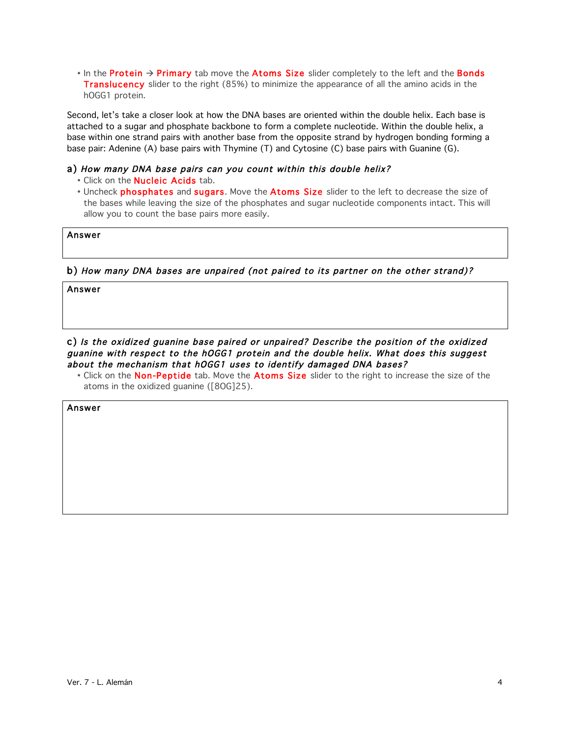- In the **Protein** → **Primary** tab move the **Atoms Size** slider completely to the left and the **Bonds Translucency** slider to the right (85%) to minimize the appearance of all the amino acids in the hOGG1 protein.

Second, let's take a closer look at how the DNA bases are oriented within the double helix. Each base is attached to a sugar and phosphate backbone to form a complete nucleotide. Within the double helix, a base within one strand pairs with another base from the opposite strand by hydrogen bonding forming a base pair: Adenine (A) base pairs with Thymine (T) and Cytosine (C) base pairs with Guanine (G).

**a)** ***How many DNA base pairs can you count within this double helix?***

- Click on the **Nucleic Acids** tab.
- Uncheck **phosphates** and **sugars**. Move the **Atoms Size** slider to the left to decrease the size of the bases while leaving the size of the phosphates and sugar nucleotide components intact. This will allow you to count the base pairs more easily.

| Answer |
| --- |
| |

**b)** ***How many DNA bases are unpaired (not paired to its partner on the other strand)?***

| Answer |
| --- |
| |

**c)** ***Is the oxidized guanine base paired or unpaired? Describe the position of the oxidized guanine with respect to the hOGG1 protein and the double helix. What does this suggest about the mechanism that hOGG1 uses to identify damaged DNA bases?***

- Click on the **Non-Peptide** tab. Move the **Atoms Size** slider to the right to increase the size of the atoms in the oxidized guanine ([8OG]25).

| Answer |
| --- |
| |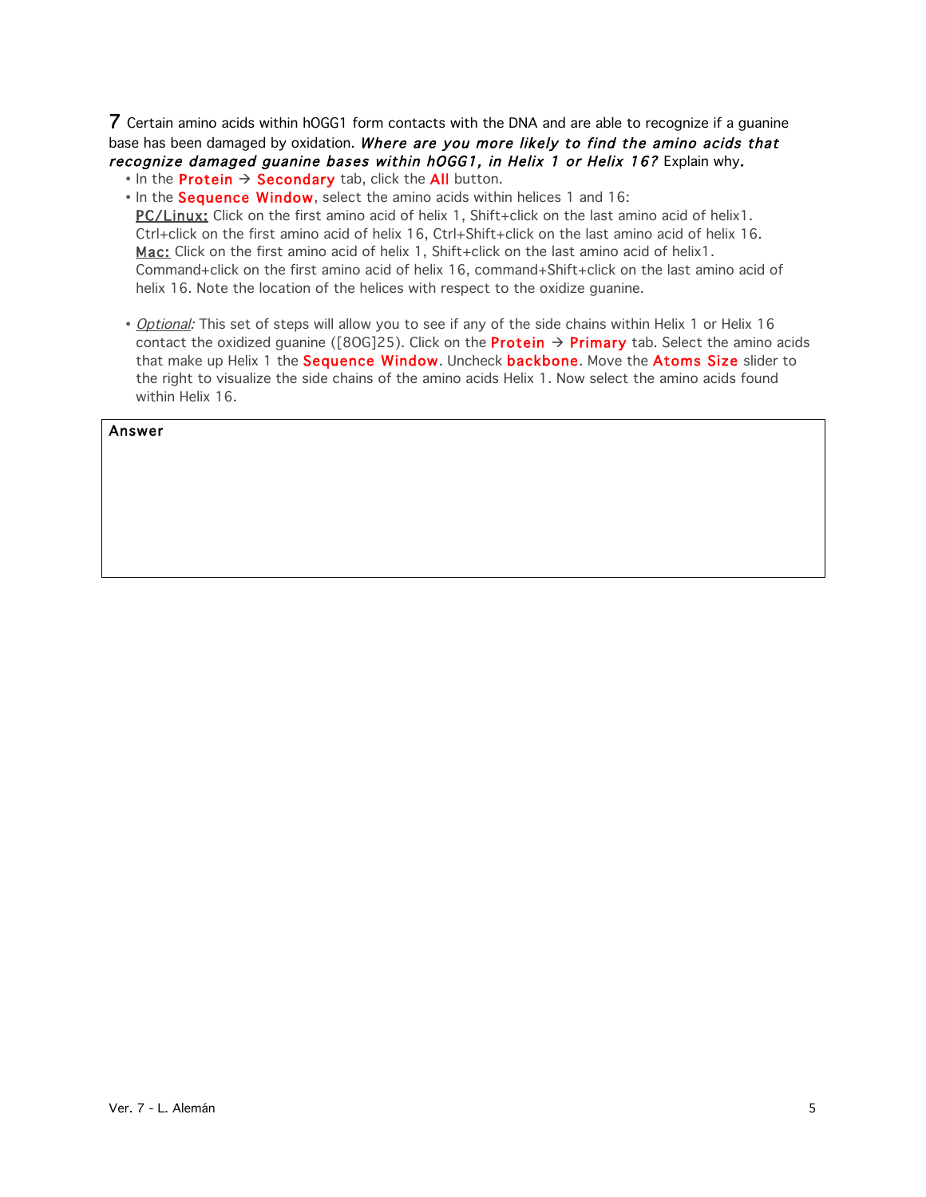**7** Certain amino acids within hOGG1 form contacts with the DNA and are able to recognize if a guanine base has been damaged by oxidation. ***Where are you more likely to find the amino acids that recognize damaged guanine bases within hOGG1, in Helix 1 or Helix 16?*** Explain why*.*

- In the **Protein** → **Secondary** tab, click the **All** button.
- In the **Sequence Window**, select the amino acids within helices 1 and 16:
  PC/Linux: Click on the first amino acid of helix 1, Shift+click on the last amino acid of helix1. Ctrl+click on the first amino acid of helix 16, Ctrl+Shift+click on the last amino acid of helix 16.
  Mac: Click on the first amino acid of helix 1, Shift+click on the last amino acid of helix1. Command+click on the first amino acid of helix 16, command+Shift+click on the last amino acid of helix 16. Note the location of the helices with respect to the oxidize guanine.

- *Optional:* This set of steps will allow you to see if any of the side chains within Helix 1 or Helix 16 contact the oxidized guanine ([8OG]25). Click on the **Protein** → **Primary** tab. Select the amino acids that make up Helix 1 the **Sequence Window**. Uncheck **backbone**. Move the **Atoms Size** slider to the right to visualize the side chains of the amino acids Helix 1. Now select the amino acids found within Helix 16.

| Answer |
| --- |
| |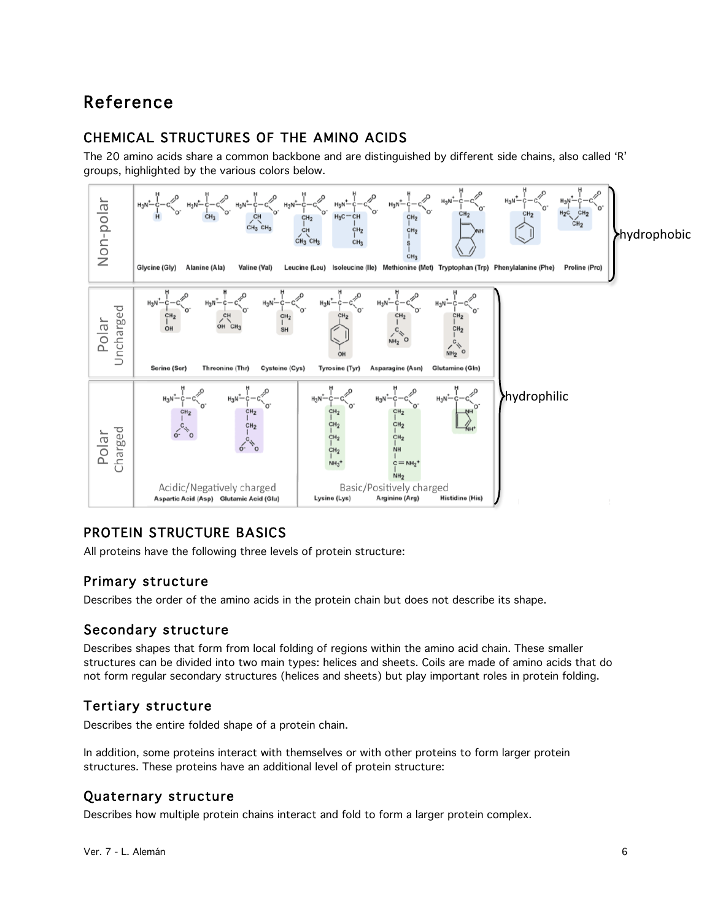# Reference

## CHEMICAL STRUCTURES OF THE AMINO ACIDS

The 20 amino acids share a common backbone and are distinguished by different side chains, also called 'R' groups, highlighted by the various colors below.

Non-polar

Glycine (Gly) Alanine (Ala) Valine (Val) Leucine (Leu) Isoleucine (Ile) Methionine (Met) Tryptophan (Trp) Phenylalanine (Phe) Proline (Pro)

hydrophobic

Polar Uncharged

Serine (Ser) Threonine (Thr) Cysteine (Cys) Tyrosine (Tyr) Asparagine (Asn) Glutamine (Gln)

Polar Charged

Acidic/Negatively charged

Aspartic Acid (Asp) Glutamic Acid (Glu)

Basic/Positively charged

Lysine (Lys) Arginine (Arg) Histidine (His)

hydrophilic

## PROTEIN STRUCTURE BASICS

All proteins have the following three levels of protein structure:

### Primary structure

Describes the order of the amino acids in the protein chain but does not describe its shape.

### Secondary structure

Describes shapes that form from local folding of regions within the amino acid chain. These smaller structures can be divided into two main types: helices and sheets. Coils are made of amino acids that do not form regular secondary structures (helices and sheets) but play important roles in protein folding.

### Tertiary structure

Describes the entire folded shape of a protein chain.

In addition, some proteins interact with themselves or with other proteins to form larger protein structures. These proteins have an additional level of protein structure:

### Quaternary structure

Describes how multiple protein chains interact and fold to form a larger protein complex.

Ver. 7 - L. Alemán